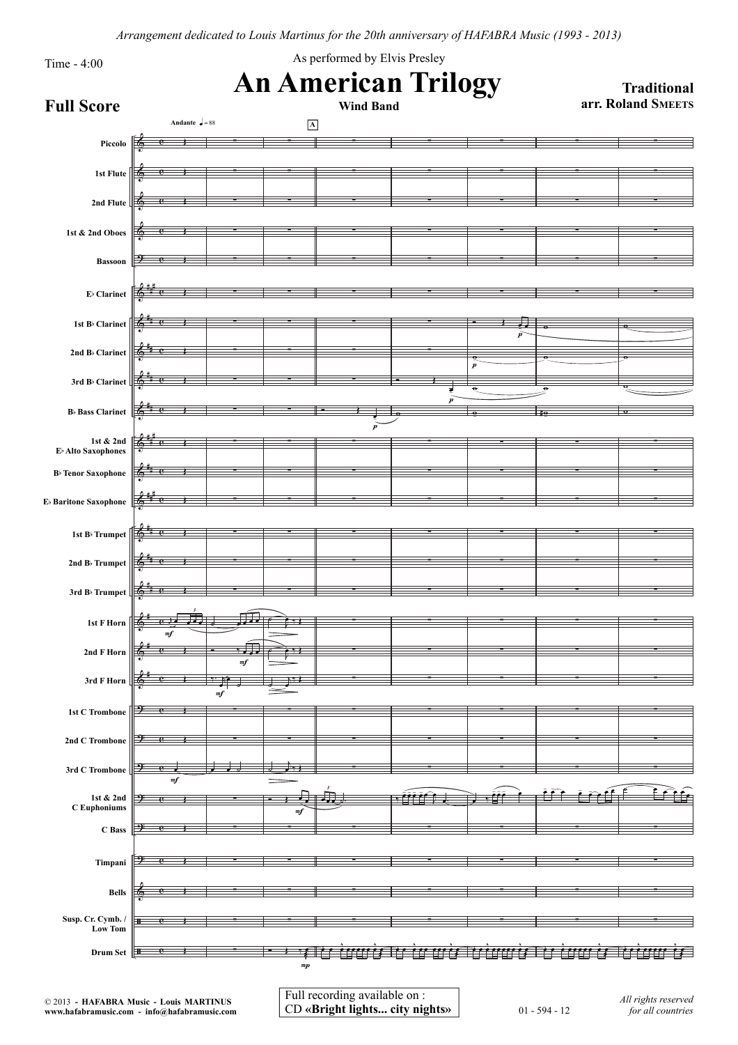*Arrangement dedicated to Louis Martinus for the 20th anniversary of HAFABRA Music (1993 - 2013)*

Time - 4:00

As performed by Elvis Presley

# An American Trilogy

**Wind Band**

**Traditional**
**arr. Roland SMEETS**

## Full Score

Andante ♩ = 88

A

Piccolo
1st Flute
2nd Flute
1st & 2nd Oboes
Bassoon
E♭ Clarinet
1st B♭ Clarinet
2nd B♭ Clarinet
3rd B♭ Clarinet
B♭ Bass Clarinet
1st & 2nd E♭ Alto Saxophones
B♭ Tenor Saxophone
E♭ Baritone Saxophone
1st B♭ Trumpet
2nd B♭ Trumpet
3rd B♭ Trumpet
1st F Horn
2nd F Horn
3rd F Horn
1st C Trombone
2nd C Trombone
3rd C Trombone
1st & 2nd C Euphoniums
C Bass
Timpani
Bells
Susp. Cr. Cymb. / Low Tom
Drum Set

© 2013 - **HAFABRA Music - Louis MARTINUS**
**www.hafabramusic.com - info@hafabramusic.com**

Full recording available on :
CD **«Bright lights... city nights»**

01 - 594 - 12

*All rights reserved for all countries*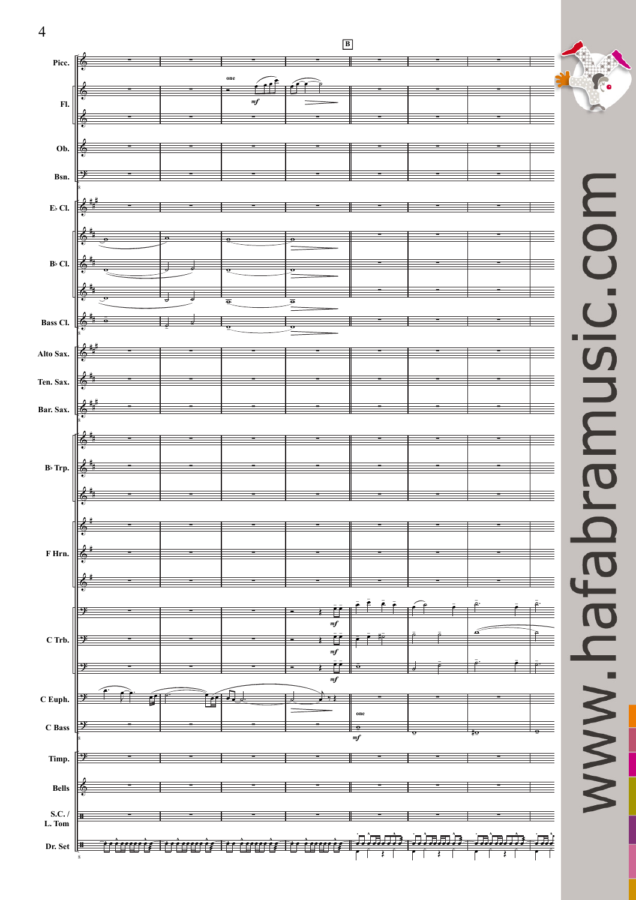**B**

Picc.

Fl. — one — *mf*

Ob.

Bsn.

E♭ Cl.

B♭ Cl.

Bass Cl.

Alto Sax.

Ten. Sax.

Bar. Sax.

B♭ Trp.

F Hrn.

C Trb. — *mf* — *mf* — *mf*

C Euph.

C Bass — one — *mf*

Timp.

Bells

S.C. / L. Tom

Dr. Set

www.hafabramusic.com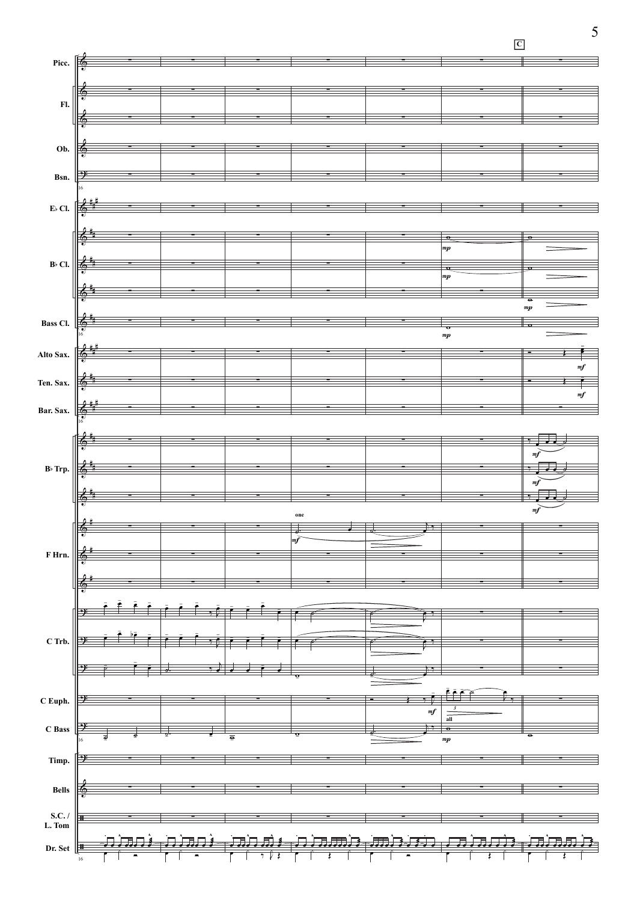C

Picc.

Fl.

Ob.

Bsn.

E♭ Cl.

B♭ Cl.

Bass Cl.

Alto Sax.

Ten. Sax.

Bar. Sax.

B♭ Trp.

F Hrn.

C Trb.

C Euph.

C Bass

Timp.

Bells

S.C. / L. Tom

Dr. Set

16

*mp* *mp* *mp* *mp* *mf* *mf* *mf* *mf* *mf* one *mf* *mf* 3 all *mp*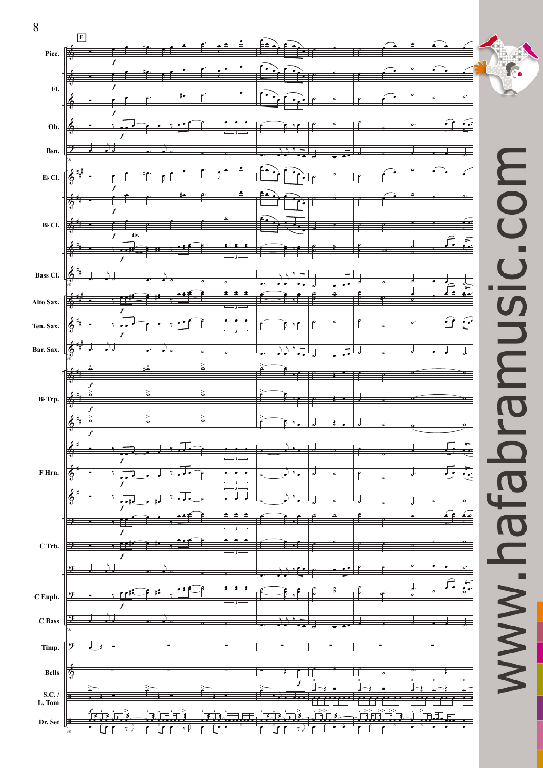**F**

Picc.

Fl.

Ob.

Bsn.

E♭ Cl.

B♭ Cl.

Bass Cl.

Alto Sax.

Ten. Sax.

Bar. Sax.

B♭ Trp.

F Hrn.

C Trb.

C Euph.

C Bass

Timp.

Bells

S.C. / L. Tom

Dr. Set

www.hafabramusic.com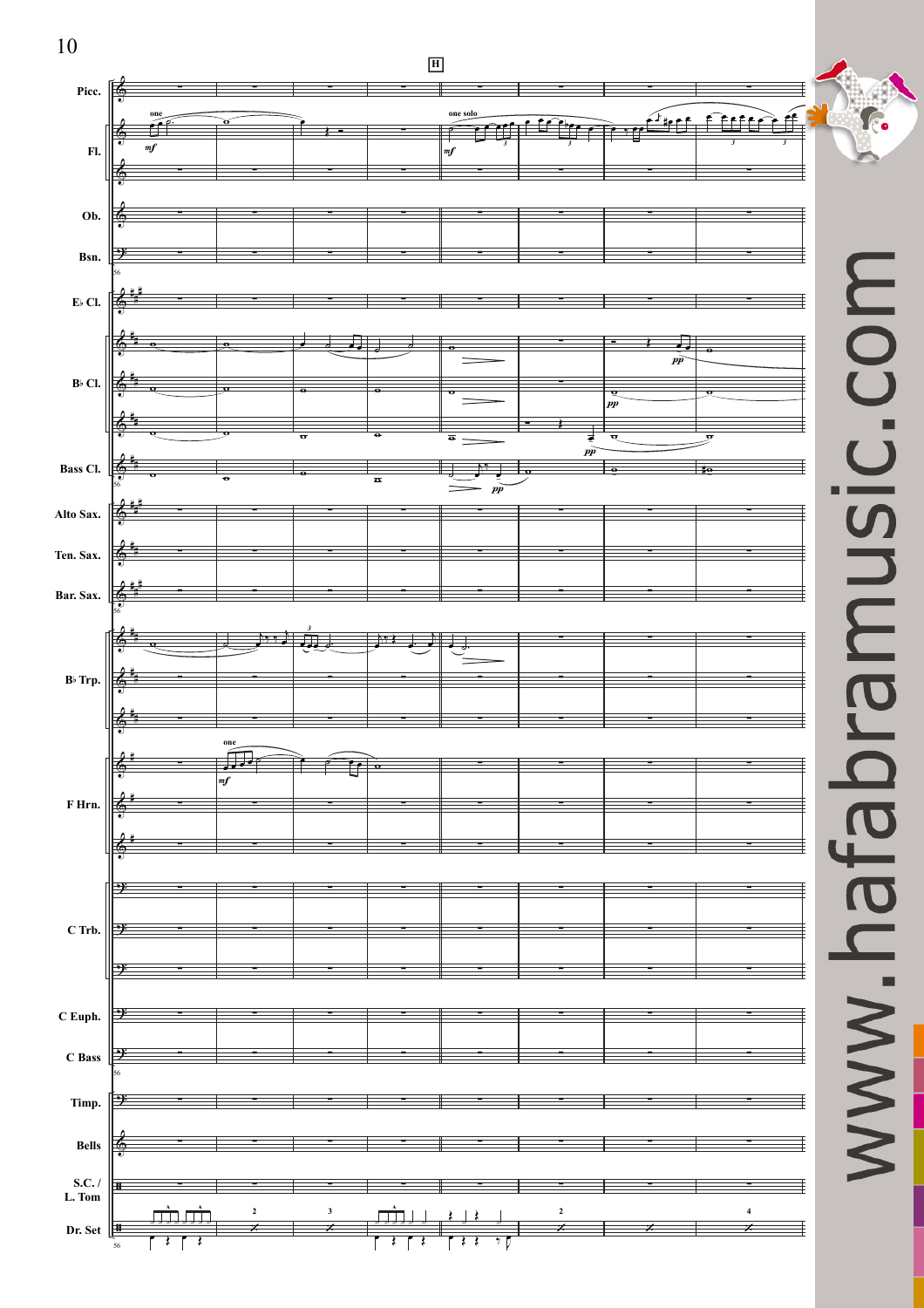**H**

Picc.

Fl. — one — *mf* — one solo — *mf*

Ob.

Bsn.

E♭ Cl.

B♭ Cl. — *pp*

Bass Cl. — *pp*

Alto Sax.

Ten. Sax.

Bar. Sax.

B♭ Trp.

F Hrn. — one — *mf*

C Trb.

C Euph.

C Bass

Timp.

Bells

S.C. / L. Tom

Dr. Set

www.hafabramusic.com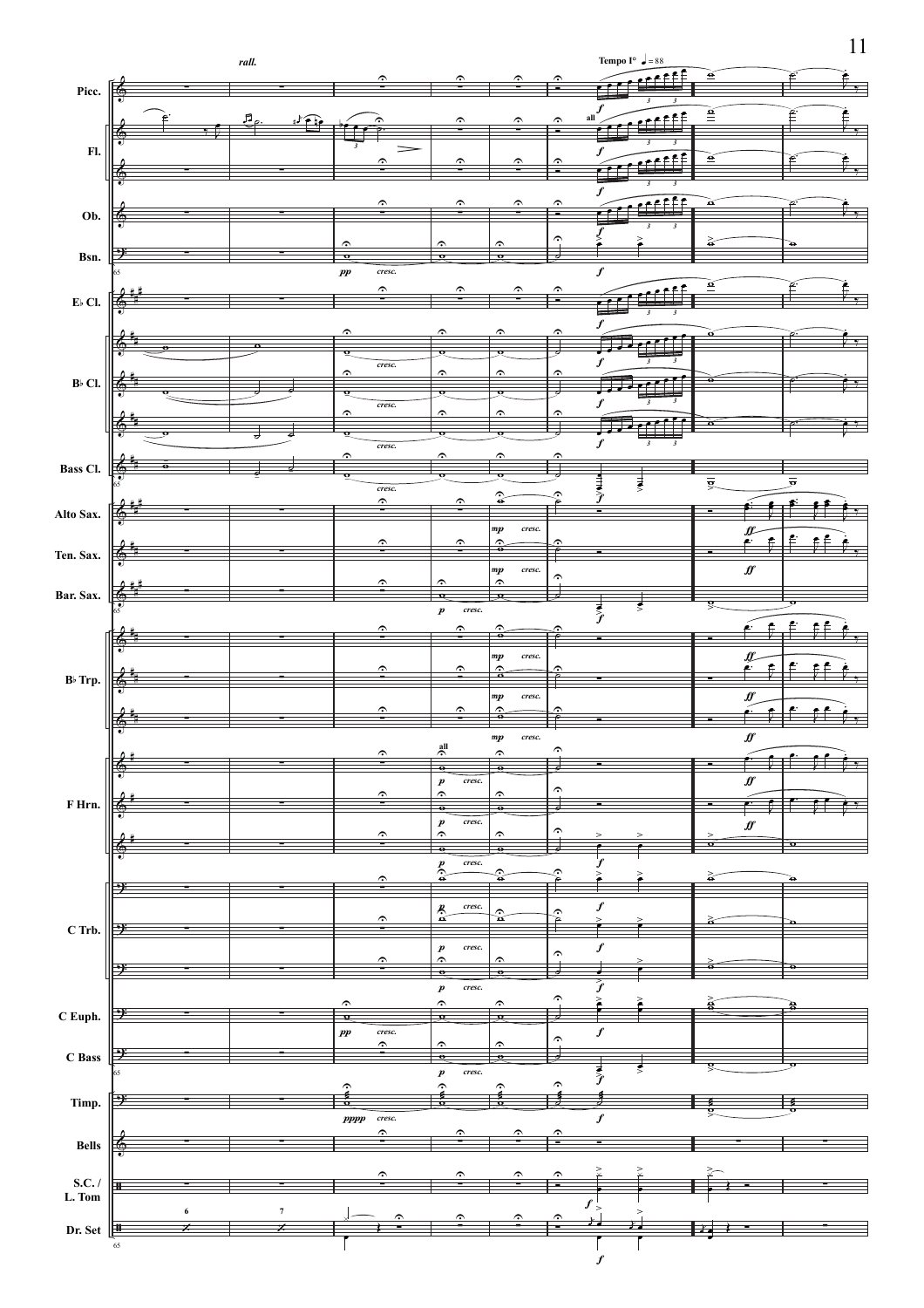*rall.*

**Tempo I°** ♩ = 88

Picc.

Fl.

Ob.

Bsn.

E♭ Cl.

B♭ Cl.

Bass Cl.

Alto Sax.

Ten. Sax.

Bar. Sax.

B♭ Trp.

F Hrn.

C Trb.

C Euph.

C Bass

Timp.

Bells

S.C. / L. Tom

Dr. Set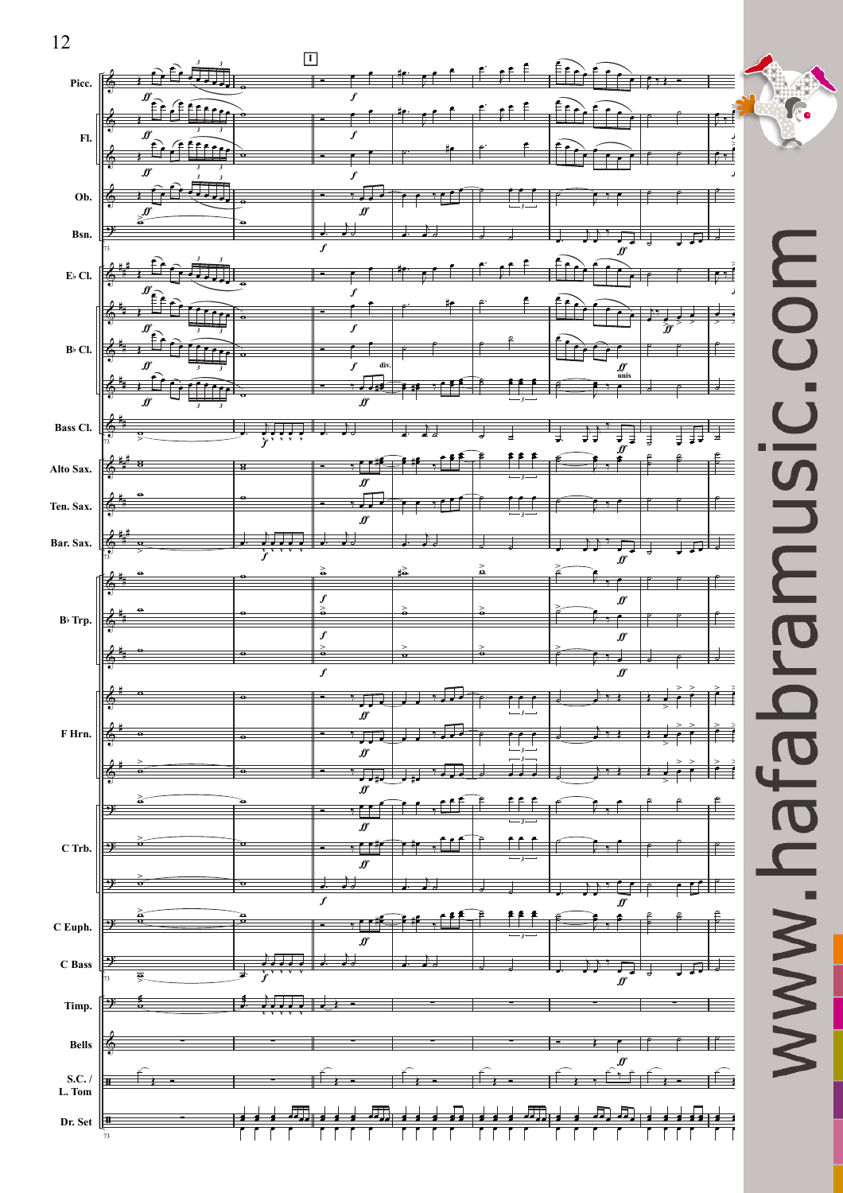www.hafabramusic.com